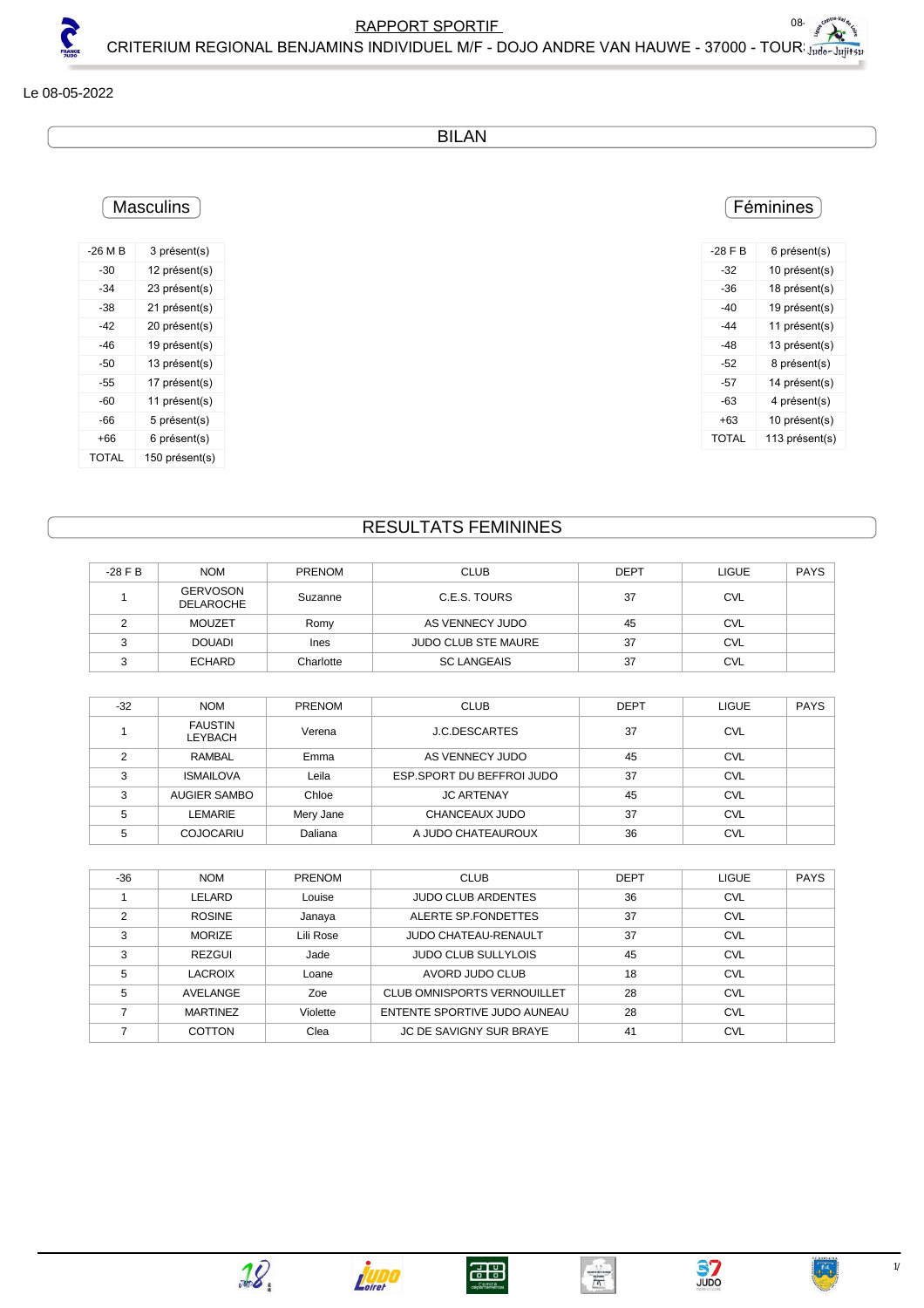# RAPPORT SPORTIF

CRITERIUM REGIONAL BENJAMINS INDIVIDUEL M/F - DOJO ANDRE VAN HAUWE - 37000 - TOURS

Le 08-05-2022

## BILAN

### Masculins

| | |
|---|---|
| -26 M B | 3 présent(s) |
| -30 | 12 présent(s) |
| -34 | 23 présent(s) |
| -38 | 21 présent(s) |
| -42 | 20 présent(s) |
| -46 | 19 présent(s) |
| -50 | 13 présent(s) |
| -55 | 17 présent(s) |
| -60 | 11 présent(s) |
| -66 | 5 présent(s) |
| +66 | 6 présent(s) |
| TOTAL | 150 présent(s) |

### Féminines

| | |
|---|---|
| -28 F B | 6 présent(s) |
| -32 | 10 présent(s) |
| -36 | 18 présent(s) |
| -40 | 19 présent(s) |
| -44 | 11 présent(s) |
| -48 | 13 présent(s) |
| -52 | 8 présent(s) |
| -57 | 14 présent(s) |
| -63 | 4 présent(s) |
| +63 | 10 présent(s) |
| TOTAL | 113 présent(s) |

## RESULTATS FEMININES

| -28 F B | NOM | PRENOM | CLUB | DEPT | LIGUE | PAYS |
|---|---|---|---|---|---|---|
| 1 | GERVOSON DELAROCHE | Suzanne | C.E.S. TOURS | 37 | CVL | |
| 2 | MOUZET | Romy | AS VENNECY JUDO | 45 | CVL | |
| 3 | DOUADI | Ines | JUDO CLUB STE MAURE | 37 | CVL | |
| 3 | ECHARD | Charlotte | SC LANGEAIS | 37 | CVL | |

| -32 | NOM | PRENOM | CLUB | DEPT | LIGUE | PAYS |
|---|---|---|---|---|---|---|
| 1 | FAUSTIN LEYBACH | Verena | J.C.DESCARTES | 37 | CVL | |
| 2 | RAMBAL | Emma | AS VENNECY JUDO | 45 | CVL | |
| 3 | ISMAILOVA | Leila | ESP.SPORT DU BEFFROI JUDO | 37 | CVL | |
| 3 | AUGIER SAMBO | Chloe | JC ARTENAY | 45 | CVL | |
| 5 | LEMARIE | Mery Jane | CHANCEAUX JUDO | 37 | CVL | |
| 5 | COJOCARIU | Daliana | A JUDO CHATEAUROUX | 36 | CVL | |

| -36 | NOM | PRENOM | CLUB | DEPT | LIGUE | PAYS |
|---|---|---|---|---|---|---|
| 1 | LELARD | Louise | JUDO CLUB ARDENTES | 36 | CVL | |
| 2 | ROSINE | Janaya | ALERTE SP.FONDETTES | 37 | CVL | |
| 3 | MORIZE | Lili Rose | JUDO CHATEAU-RENAULT | 37 | CVL | |
| 3 | REZGUI | Jade | JUDO CLUB SULLYLOIS | 45 | CVL | |
| 5 | LACROIX | Loane | AVORD JUDO CLUB | 18 | CVL | |
| 5 | AVELANGE | Zoe | CLUB OMNISPORTS VERNOUILLET | 28 | CVL | |
| 7 | MARTINEZ | Violette | ENTENTE SPORTIVE JUDO AUNEAU | 28 | CVL | |
| 7 | COTTON | Clea | JC DE SAVIGNY SUR BRAYE | 41 | CVL | |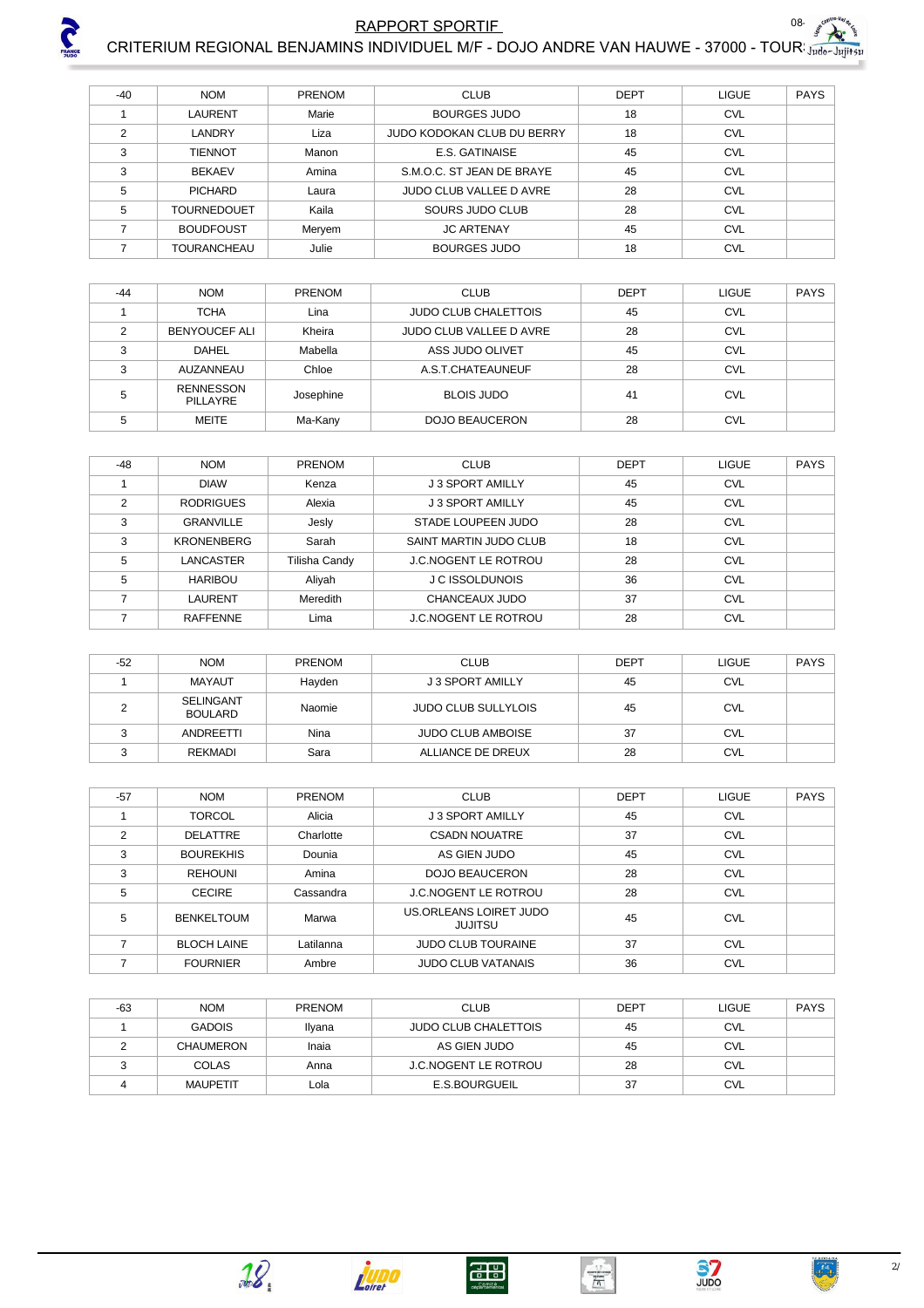| -40 | NOM | PRENOM | CLUB | DEPT | LIGUE | PAYS |
|---|---|---|---|---|---|---|
| 1 | LAURENT | Marie | BOURGES JUDO | 18 | CVL | |
| 2 | LANDRY | Liza | JUDO KODOKAN CLUB DU BERRY | 18 | CVL | |
| 3 | TIENNOT | Manon | E.S. GATINAISE | 45 | CVL | |
| 3 | BEKAEV | Amina | S.M.O.C. ST JEAN DE BRAYE | 45 | CVL | |
| 5 | PICHARD | Laura | JUDO CLUB VALLEE D AVRE | 28 | CVL | |
| 5 | TOURNEDOUET | Kaila | SOURS JUDO CLUB | 28 | CVL | |
| 7 | BOUDFOUST | Meryem | JC ARTENAY | 45 | CVL | |
| 7 | TOURANCHEAU | Julie | BOURGES JUDO | 18 | CVL | |

| -44 | NOM | PRENOM | CLUB | DEPT | LIGUE | PAYS |
|---|---|---|---|---|---|---|
| 1 | TCHA | Lina | JUDO CLUB CHALETTOIS | 45 | CVL | |
| 2 | BENYOUCEF ALI | Kheira | JUDO CLUB VALLEE D AVRE | 28 | CVL | |
| 3 | DAHEL | Mabella | ASS JUDO OLIVET | 45 | CVL | |
| 3 | AUZANNEAU | Chloe | A.S.T.CHATEAUNEUF | 28 | CVL | |
| 5 | RENNESSON PILLAYRE | Josephine | BLOIS JUDO | 41 | CVL | |
| 5 | MEITE | Ma-Kany | DOJO BEAUCERON | 28 | CVL | |

| -48 | NOM | PRENOM | CLUB | DEPT | LIGUE | PAYS |
|---|---|---|---|---|---|---|
| 1 | DIAW | Kenza | J 3 SPORT AMILLY | 45 | CVL | |
| 2 | RODRIGUES | Alexia | J 3 SPORT AMILLY | 45 | CVL | |
| 3 | GRANVILLE | Jesly | STADE LOUPEEN JUDO | 28 | CVL | |
| 3 | KRONENBERG | Sarah | SAINT MARTIN JUDO CLUB | 18 | CVL | |
| 5 | LANCASTER | Tilisha Candy | J.C.NOGENT LE ROTROU | 28 | CVL | |
| 5 | HARIBOU | Aliyah | J C ISSOLDUNOIS | 36 | CVL | |
| 7 | LAURENT | Meredith | CHANCEAUX JUDO | 37 | CVL | |
| 7 | RAFFENNE | Lima | J.C.NOGENT LE ROTROU | 28 | CVL | |

| -52 | NOM | PRENOM | CLUB | DEPT | LIGUE | PAYS |
|---|---|---|---|---|---|---|
| 1 | MAYAUT | Hayden | J 3 SPORT AMILLY | 45 | CVL | |
| 2 | SELINGANT BOULARD | Naomie | JUDO CLUB SULLYLOIS | 45 | CVL | |
| 3 | ANDREETTI | Nina | JUDO CLUB AMBOISE | 37 | CVL | |
| 3 | REKMADI | Sara | ALLIANCE DE DREUX | 28 | CVL | |

| -57 | NOM | PRENOM | CLUB | DEPT | LIGUE | PAYS |
|---|---|---|---|---|---|---|
| 1 | TORCOL | Alicia | J 3 SPORT AMILLY | 45 | CVL | |
| 2 | DELATTRE | Charlotte | CSADN NOUATRE | 37 | CVL | |
| 3 | BOUREKHIS | Dounia | AS GIEN JUDO | 45 | CVL | |
| 3 | REHOUNI | Amina | DOJO BEAUCERON | 28 | CVL | |
| 5 | CECIRE | Cassandra | J.C.NOGENT LE ROTROU | 28 | CVL | |
| 5 | BENKELTOUM | Marwa | US.ORLEANS LOIRET JUDO JUJITSU | 45 | CVL | |
| 7 | BLOCH LAINE | Latilanna | JUDO CLUB TOURAINE | 37 | CVL | |
| 7 | FOURNIER | Ambre | JUDO CLUB VATANAIS | 36 | CVL | |

| -63 | NOM | PRENOM | CLUB | DEPT | LIGUE | PAYS |
|---|---|---|---|---|---|---|
| 1 | GADOIS | Ilyana | JUDO CLUB CHALETTOIS | 45 | CVL | |
| 2 | CHAUMERON | Inaia | AS GIEN JUDO | 45 | CVL | |
| 3 | COLAS | Anna | J.C.NOGENT LE ROTROU | 28 | CVL | |
| 4 | MAUPETIT | Lola | E.S.BOURGUEIL | 37 | CVL | |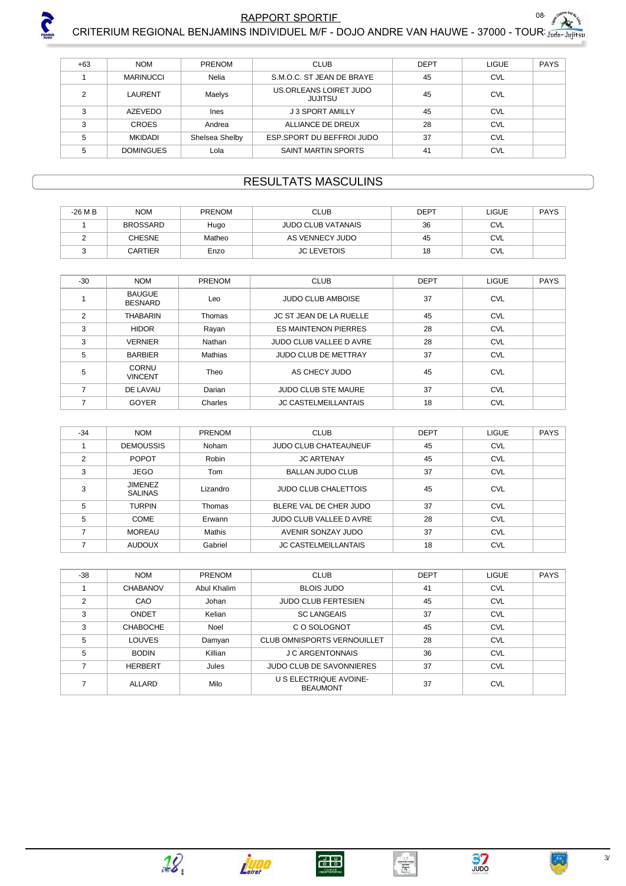| +63 | NOM | PRENOM | CLUB | DEPT | LIGUE | PAYS |
|---|---|---|---|---|---|---|
| 1 | MARINUCCI | Nelia | S.M.O.C. ST JEAN DE BRAYE | 45 | CVL | |
| 2 | LAURENT | Maelys | US.ORLEANS LOIRET JUDO JUJITSU | 45 | CVL | |
| 3 | AZEVEDO | Ines | J 3 SPORT AMILLY | 45 | CVL | |
| 3 | CROES | Andrea | ALLIANCE DE DREUX | 28 | CVL | |
| 5 | MKIDADI | Shelsea Shelby | ESP.SPORT DU BEFFROI JUDO | 37 | CVL | |
| 5 | DOMINGUES | Lola | SAINT MARTIN SPORTS | 41 | CVL | |

## RESULTATS MASCULINS

| -26 M B | NOM | PRENOM | CLUB | DEPT | LIGUE | PAYS |
|---|---|---|---|---|---|---|
| 1 | BROSSARD | Hugo | JUDO CLUB VATANAIS | 36 | CVL | |
| 2 | CHESNE | Matheo | AS VENNECY JUDO | 45 | CVL | |
| 3 | CARTIER | Enzo | JC LEVETOIS | 18 | CVL | |

| -30 | NOM | PRENOM | CLUB | DEPT | LIGUE | PAYS |
|---|---|---|---|---|---|---|
| 1 | BAUGUE BESNARD | Leo | JUDO CLUB AMBOISE | 37 | CVL | |
| 2 | THABARIN | Thomas | JC ST JEAN DE LA RUELLE | 45 | CVL | |
| 3 | HIDOR | Rayan | ES MAINTENON PIERRES | 28 | CVL | |
| 3 | VERNIER | Nathan | JUDO CLUB VALLEE D AVRE | 28 | CVL | |
| 5 | BARBIER | Mathias | JUDO CLUB DE METTRAY | 37 | CVL | |
| 5 | CORNU VINCENT | Theo | AS CHECY JUDO | 45 | CVL | |
| 7 | DE LAVAU | Darian | JUDO CLUB STE MAURE | 37 | CVL | |
| 7 | GOYER | Charles | JC CASTELMEILLANTAIS | 18 | CVL | |

| -34 | NOM | PRENOM | CLUB | DEPT | LIGUE | PAYS |
|---|---|---|---|---|---|---|
| 1 | DEMOUSSIS | Noham | JUDO CLUB CHATEAUNEUF | 45 | CVL | |
| 2 | POPOT | Robin | JC ARTENAY | 45 | CVL | |
| 3 | JEGO | Tom | BALLAN JUDO CLUB | 37 | CVL | |
| 3 | JIMENEZ SALINAS | Lizandro | JUDO CLUB CHALETTOIS | 45 | CVL | |
| 5 | TURPIN | Thomas | BLERE VAL DE CHER JUDO | 37 | CVL | |
| 5 | COME | Erwann | JUDO CLUB VALLEE D AVRE | 28 | CVL | |
| 7 | MOREAU | Mathis | AVENIR SONZAY JUDO | 37 | CVL | |
| 7 | AUDOUX | Gabriel | JC CASTELMEILLANTAIS | 18 | CVL | |

| -38 | NOM | PRENOM | CLUB | DEPT | LIGUE | PAYS |
|---|---|---|---|---|---|---|
| 1 | CHABANOV | Abul Khalim | BLOIS JUDO | 41 | CVL | |
| 2 | CAO | Johan | JUDO CLUB FERTESIEN | 45 | CVL | |
| 3 | ONDET | Kelian | SC LANGEAIS | 37 | CVL | |
| 3 | CHABOCHE | Noel | C O SOLOGNOT | 45 | CVL | |
| 5 | LOUVES | Damyan | CLUB OMNISPORTS VERNOUILLET | 28 | CVL | |
| 5 | BODIN | Killian | J C ARGENTONNAIS | 36 | CVL | |
| 7 | HERBERT | Jules | JUDO CLUB DE SAVONNIERES | 37 | CVL | |
| 7 | ALLARD | Milo | U S ELECTRIQUE AVOINE-BEAUMONT | 37 | CVL | |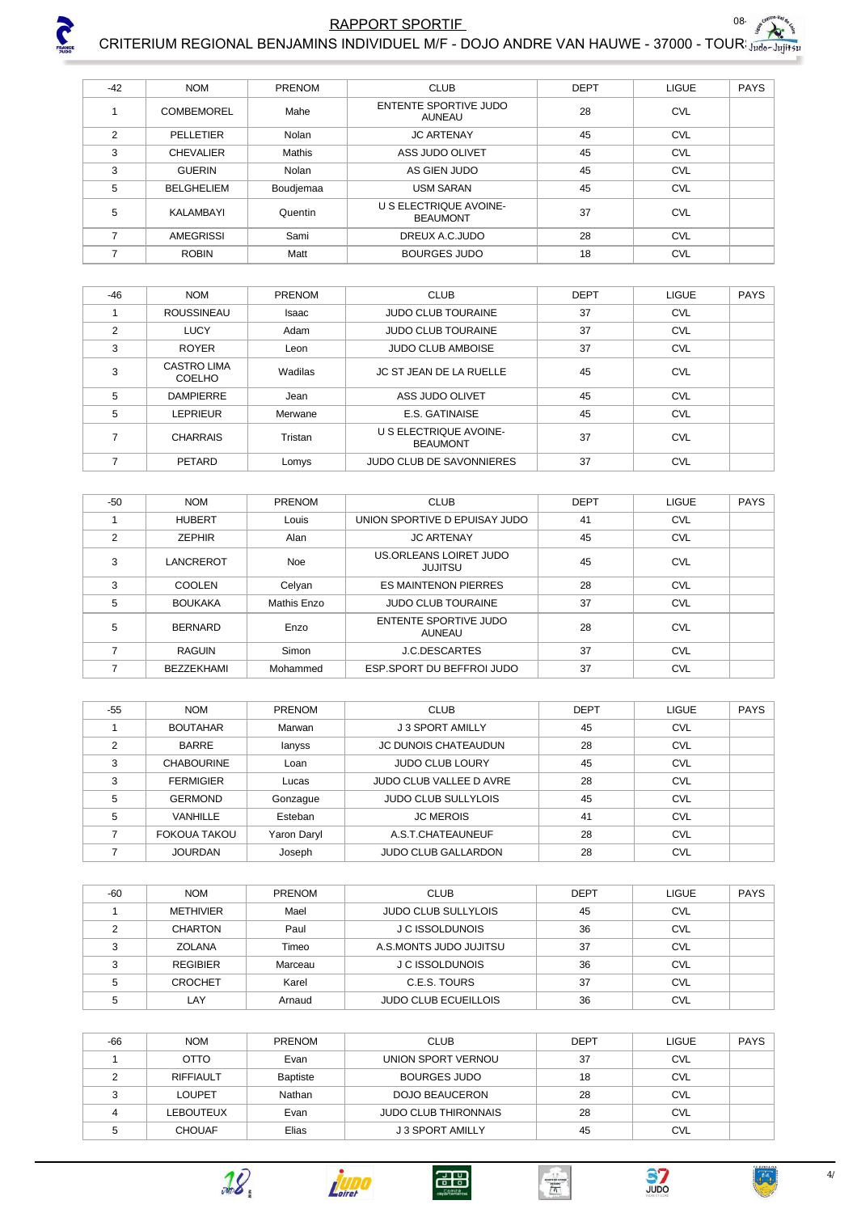| -42 | NOM | PRENOM | CLUB | DEPT | LIGUE | PAYS |
|---|---|---|---|---|---|---|
| 1 | COMBEMOREL | Mahe | ENTENTE SPORTIVE JUDO AUNEAU | 28 | CVL | |
| 2 | PELLETIER | Nolan | JC ARTENAY | 45 | CVL | |
| 3 | CHEVALIER | Mathis | ASS JUDO OLIVET | 45 | CVL | |
| 3 | GUERIN | Nolan | AS GIEN JUDO | 45 | CVL | |
| 5 | BELGHELIEM | Boudjemaa | USM SARAN | 45 | CVL | |
| 5 | KALAMBAYI | Quentin | U S ELECTRIQUE AVOINE-BEAUMONT | 37 | CVL | |
| 7 | AMEGRISSI | Sami | DREUX A.C.JUDO | 28 | CVL | |
| 7 | ROBIN | Matt | BOURGES JUDO | 18 | CVL | |

| -46 | NOM | PRENOM | CLUB | DEPT | LIGUE | PAYS |
|---|---|---|---|---|---|---|
| 1 | ROUSSINEAU | Isaac | JUDO CLUB TOURAINE | 37 | CVL | |
| 2 | LUCY | Adam | JUDO CLUB TOURAINE | 37 | CVL | |
| 3 | ROYER | Leon | JUDO CLUB AMBOISE | 37 | CVL | |
| 3 | CASTRO LIMA COELHO | Wadilas | JC ST JEAN DE LA RUELLE | 45 | CVL | |
| 5 | DAMPIERRE | Jean | ASS JUDO OLIVET | 45 | CVL | |
| 5 | LEPRIEUR | Merwane | E.S. GATINAISE | 45 | CVL | |
| 7 | CHARRAIS | Tristan | U S ELECTRIQUE AVOINE-BEAUMONT | 37 | CVL | |
| 7 | PETARD | Lomys | JUDO CLUB DE SAVONNIERES | 37 | CVL | |

| -50 | NOM | PRENOM | CLUB | DEPT | LIGUE | PAYS |
|---|---|---|---|---|---|---|
| 1 | HUBERT | Louis | UNION SPORTIVE D EPUISAY JUDO | 41 | CVL | |
| 2 | ZEPHIR | Alan | JC ARTENAY | 45 | CVL | |
| 3 | LANCREROT | Noe | US.ORLEANS LOIRET JUDO JUJITSU | 45 | CVL | |
| 3 | COOLEN | Celyan | ES MAINTENON PIERRES | 28 | CVL | |
| 5 | BOUKAKA | Mathis Enzo | JUDO CLUB TOURAINE | 37 | CVL | |
| 5 | BERNARD | Enzo | ENTENTE SPORTIVE JUDO AUNEAU | 28 | CVL | |
| 7 | RAGUIN | Simon | J.C.DESCARTES | 37 | CVL | |
| 7 | BEZZEKHAMI | Mohammed | ESP.SPORT DU BEFFROI JUDO | 37 | CVL | |

| -55 | NOM | PRENOM | CLUB | DEPT | LIGUE | PAYS |
|---|---|---|---|---|---|---|
| 1 | BOUTAHAR | Marwan | J 3 SPORT AMILLY | 45 | CVL | |
| 2 | BARRE | Ianyss | JC DUNOIS CHATEAUDUN | 28 | CVL | |
| 3 | CHABOURINE | Loan | JUDO CLUB LOURY | 45 | CVL | |
| 3 | FERMIGIER | Lucas | JUDO CLUB VALLEE D AVRE | 28 | CVL | |
| 5 | GERMOND | Gonzague | JUDO CLUB SULLYLOIS | 45 | CVL | |
| 5 | VANHILLE | Esteban | JC MEROIS | 41 | CVL | |
| 7 | FOKOUA TAKOU | Yaron Daryl | A.S.T.CHATEAUNEUF | 28 | CVL | |
| 7 | JOURDAN | Joseph | JUDO CLUB GALLARDON | 28 | CVL | |

| -60 | NOM | PRENOM | CLUB | DEPT | LIGUE | PAYS |
|---|---|---|---|---|---|---|
| 1 | METHIVIER | Mael | JUDO CLUB SULLYLOIS | 45 | CVL | |
| 2 | CHARTON | Paul | J C ISSOLDUNOIS | 36 | CVL | |
| 3 | ZOLANA | Timeo | A.S.MONTS JUDO JUJITSU | 37 | CVL | |
| 3 | REGIBIER | Marceau | J C ISSOLDUNOIS | 36 | CVL | |
| 5 | CROCHET | Karel | C.E.S. TOURS | 37 | CVL | |
| 5 | LAY | Arnaud | JUDO CLUB ECUEILLOIS | 36 | CVL | |

| -66 | NOM | PRENOM | CLUB | DEPT | LIGUE | PAYS |
|---|---|---|---|---|---|---|
| 1 | OTTO | Evan | UNION SPORT VERNOU | 37 | CVL | |
| 2 | RIFFIAULT | Baptiste | BOURGES JUDO | 18 | CVL | |
| 3 | LOUPET | Nathan | DOJO BEAUCERON | 28 | CVL | |
| 4 | LEBOUTEUX | Evan | JUDO CLUB THIRONNAIS | 28 | CVL | |
| 5 | CHOUAF | Elias | J 3 SPORT AMILLY | 45 | CVL | |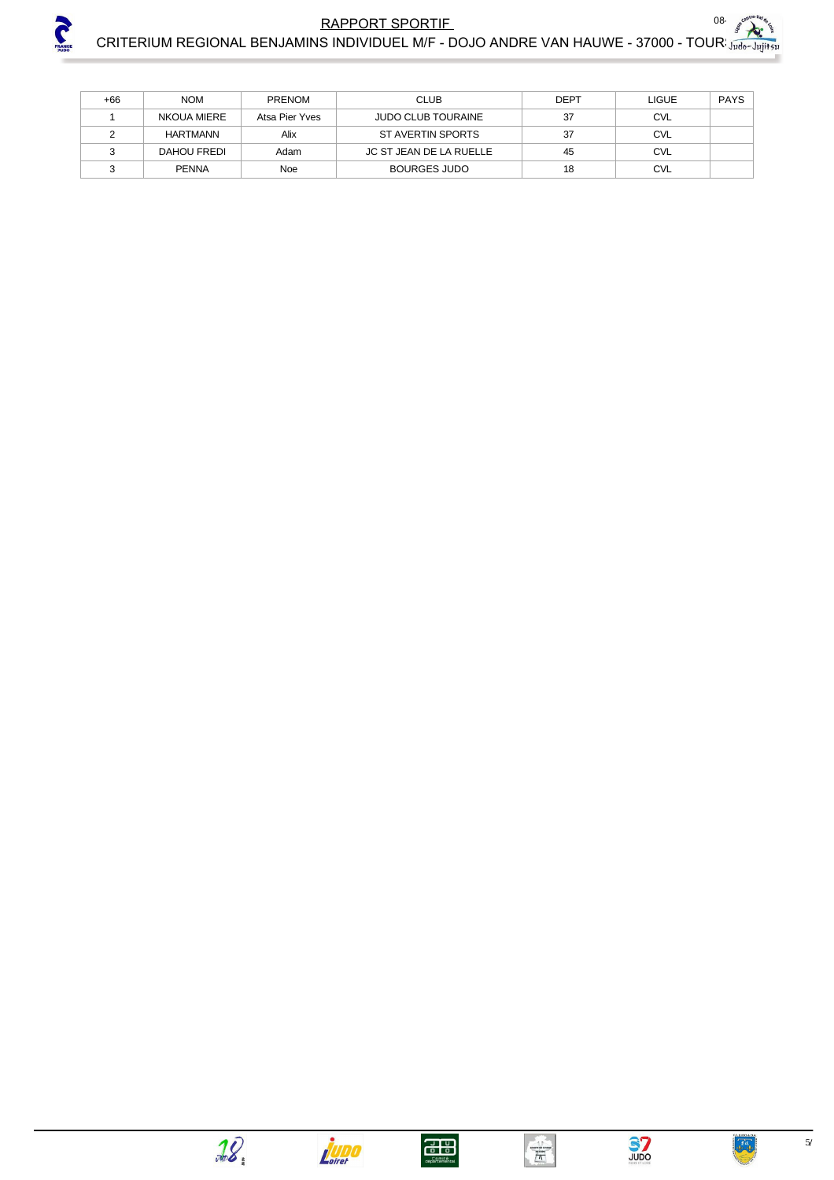| +66 | NOM | PRENOM | CLUB | DEPT | LIGUE | PAYS |
|---|---|---|---|---|---|---|
| 1 | NKOUA MIERE | Atsa Pier Yves | JUDO CLUB TOURAINE | 37 | CVL | |
| 2 | HARTMANN | Alix | ST AVERTIN SPORTS | 37 | CVL | |
| 3 | DAHOU FREDI | Adam | JC ST JEAN DE LA RUELLE | 45 | CVL | |
| 3 | PENNA | Noe | BOURGES JUDO | 18 | CVL | |